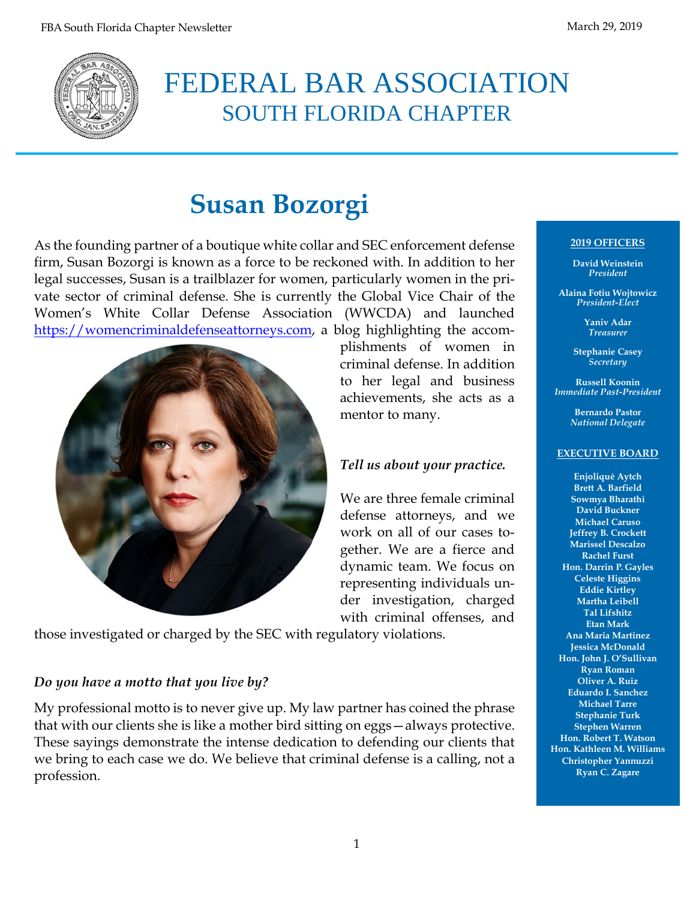# FEDERAL BAR ASSOCIATION
## SOUTH FLORIDA CHAPTER

# Susan Bozorgi

As the founding partner of a boutique white collar and SEC enforcement defense firm, Susan Bozorgi is known as a force to be reckoned with. In addition to her legal successes, Susan is a trailblazer for women, particularly women in the private sector of criminal defense. She is currently the Global Vice Chair of the Women's White Collar Defense Association (WWCDA) and launched https://womencriminaldefenseattorneys.com, a blog highlighting the accomplishments of women in criminal defense. In addition to her legal and business achievements, she acts as a mentor to many.

***Tell us about your practice.***

We are three female criminal defense attorneys, and we work on all of our cases together. We are a fierce and dynamic team. We focus on representing individuals under investigation, charged with criminal offenses, and those investigated or charged by the SEC with regulatory violations.

***Do you have a motto that you live by?***

My professional motto is to never give up. My law partner has coined the phrase that with our clients she is like a mother bird sitting on eggs—always protective. These sayings demonstrate the intense dedication to defending our clients that we bring to each case we do. We believe that criminal defense is a calling, not a profession.

**2019 OFFICERS**

**David Weinstein**
*President*

**Alaina Fotiu Wojtowicz**
*President-Elect*

**Yaniv Adar**
*Treasurer*

**Stephanie Casey**
*Secretary*

**Russell Koonin**
*Immediate Past-President*

**Bernardo Pastor**
*National Delegate*

**EXECUTIVE BOARD**

**Enjoliqué Aytch**
**Brett A. Barfield**
**Sowmya Bharathi**
**David Buckner**
**Michael Caruso**
**Jeffrey B. Crockett**
**Marissel Descalzo**
**Rachel Furst**
**Hon. Darrin P. Gayles**
**Celeste Higgins**
**Eddie Kirtley**
**Martha Leibell**
**Tal Lifshitz**
**Etan Mark**
**Ana Maria Martinez**
**Jessica McDonald**
**Hon. John J. O'Sullivan**
**Ryan Roman**
**Oliver A. Ruiz**
**Eduardo I. Sanchez**
**Michael Tarre**
**Stephanie Turk**
**Stephen Warren**
**Hon. Robert T. Watson**
**Hon. Kathleen M. Williams**
**Christopher Yannuzzi**
**Ryan C. Zagare**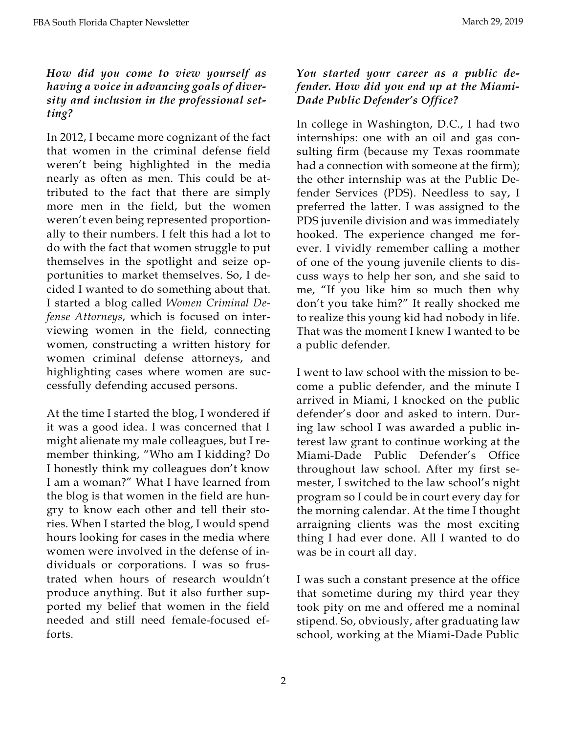***How did you come to view yourself as having a voice in advancing goals of diversity and inclusion in the professional setting?***

In 2012, I became more cognizant of the fact that women in the criminal defense field weren't being highlighted in the media nearly as often as men. This could be attributed to the fact that there are simply more men in the field, but the women weren't even being represented proportionally to their numbers. I felt this had a lot to do with the fact that women struggle to put themselves in the spotlight and seize opportunities to market themselves. So, I decided I wanted to do something about that. I started a blog called *Women Criminal Defense Attorneys*, which is focused on interviewing women in the field, connecting women, constructing a written history for women criminal defense attorneys, and highlighting cases where women are successfully defending accused persons.

At the time I started the blog, I wondered if it was a good idea. I was concerned that I might alienate my male colleagues, but I remember thinking, "Who am I kidding? Do I honestly think my colleagues don't know I am a woman?" What I have learned from the blog is that women in the field are hungry to know each other and tell their stories. When I started the blog, I would spend hours looking for cases in the media where women were involved in the defense of individuals or corporations. I was so frustrated when hours of research wouldn't produce anything. But it also further supported my belief that women in the field needed and still need female-focused efforts.

***You started your career as a public defender. How did you end up at the Miami-Dade Public Defender's Office?***

In college in Washington, D.C., I had two internships: one with an oil and gas consulting firm (because my Texas roommate had a connection with someone at the firm); the other internship was at the Public Defender Services (PDS). Needless to say, I preferred the latter. I was assigned to the PDS juvenile division and was immediately hooked. The experience changed me forever. I vividly remember calling a mother of one of the young juvenile clients to discuss ways to help her son, and she said to me, "If you like him so much then why don't you take him?" It really shocked me to realize this young kid had nobody in life. That was the moment I knew I wanted to be a public defender.

I went to law school with the mission to become a public defender, and the minute I arrived in Miami, I knocked on the public defender's door and asked to intern. During law school I was awarded a public interest law grant to continue working at the Miami-Dade Public Defender's Office throughout law school. After my first semester, I switched to the law school's night program so I could be in court every day for the morning calendar. At the time I thought arraigning clients was the most exciting thing I had ever done. All I wanted to do was be in court all day.

I was such a constant presence at the office that sometime during my third year they took pity on me and offered me a nominal stipend. So, obviously, after graduating law school, working at the Miami-Dade Public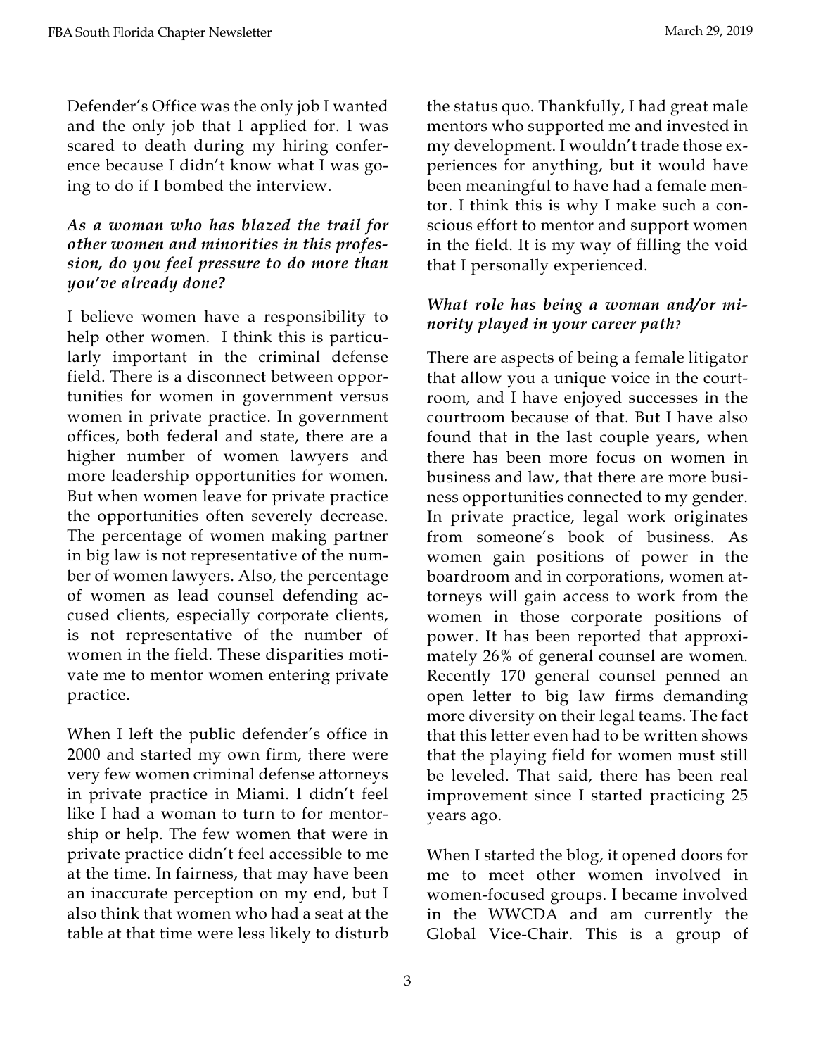Defender's Office was the only job I wanted and the only job that I applied for. I was scared to death during my hiring conference because I didn't know what I was going to do if I bombed the interview.

***As a woman who has blazed the trail for other women and minorities in this profession, do you feel pressure to do more than you've already done?***

I believe women have a responsibility to help other women. I think this is particularly important in the criminal defense field. There is a disconnect between opportunities for women in government versus women in private practice. In government offices, both federal and state, there are a higher number of women lawyers and more leadership opportunities for women. But when women leave for private practice the opportunities often severely decrease. The percentage of women making partner in big law is not representative of the number of women lawyers. Also, the percentage of women as lead counsel defending accused clients, especially corporate clients, is not representative of the number of women in the field. These disparities motivate me to mentor women entering private practice.

When I left the public defender's office in 2000 and started my own firm, there were very few women criminal defense attorneys in private practice in Miami. I didn't feel like I had a woman to turn to for mentorship or help. The few women that were in private practice didn't feel accessible to me at the time. In fairness, that may have been an inaccurate perception on my end, but I also think that women who had a seat at the table at that time were less likely to disturb the status quo. Thankfully, I had great male mentors who supported me and invested in my development. I wouldn't trade those experiences for anything, but it would have been meaningful to have had a female mentor. I think this is why I make such a conscious effort to mentor and support women in the field. It is my way of filling the void that I personally experienced.

***What role has being a woman and/or minority played in your career path?***

There are aspects of being a female litigator that allow you a unique voice in the courtroom, and I have enjoyed successes in the courtroom because of that. But I have also found that in the last couple years, when there has been more focus on women in business and law, that there are more business opportunities connected to my gender. In private practice, legal work originates from someone's book of business. As women gain positions of power in the boardroom and in corporations, women attorneys will gain access to work from the women in those corporate positions of power. It has been reported that approximately 26% of general counsel are women. Recently 170 general counsel penned an open letter to big law firms demanding more diversity on their legal teams. The fact that this letter even had to be written shows that the playing field for women must still be leveled. That said, there has been real improvement since I started practicing 25 years ago.

When I started the blog, it opened doors for me to meet other women involved in women-focused groups. I became involved in the WWCDA and am currently the Global Vice-Chair. This is a group of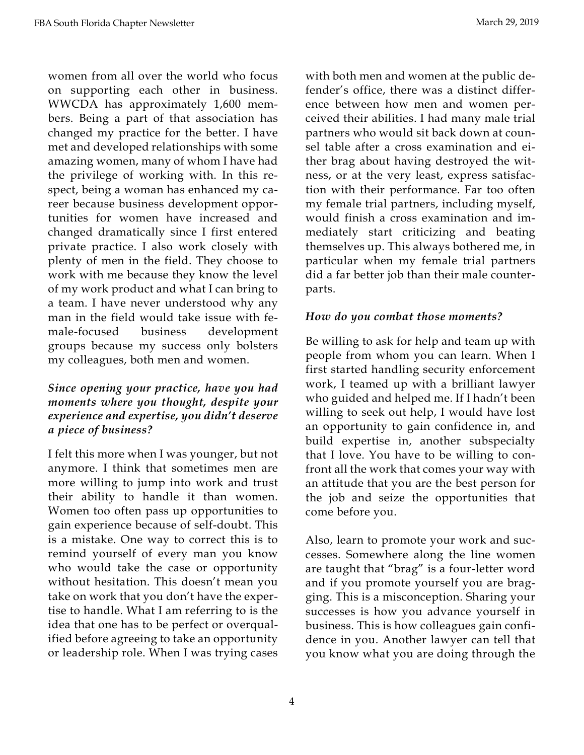women from all over the world who focus on supporting each other in business. WWCDA has approximately 1,600 members. Being a part of that association has changed my practice for the better. I have met and developed relationships with some amazing women, many of whom I have had the privilege of working with. In this respect, being a woman has enhanced my career because business development opportunities for women have increased and changed dramatically since I first entered private practice. I also work closely with plenty of men in the field. They choose to work with me because they know the level of my work product and what I can bring to a team. I have never understood why any man in the field would take issue with female-focused business development groups because my success only bolsters my colleagues, both men and women.

***Since opening your practice, have you had moments where you thought, despite your experience and expertise, you didn't deserve a piece of business?***

I felt this more when I was younger, but not anymore. I think that sometimes men are more willing to jump into work and trust their ability to handle it than women. Women too often pass up opportunities to gain experience because of self-doubt. This is a mistake. One way to correct this is to remind yourself of every man you know who would take the case or opportunity without hesitation. This doesn't mean you take on work that you don't have the expertise to handle. What I am referring to is the idea that one has to be perfect or overqualified before agreeing to take an opportunity or leadership role. When I was trying cases with both men and women at the public defender's office, there was a distinct difference between how men and women perceived their abilities. I had many male trial partners who would sit back down at counsel table after a cross examination and either brag about having destroyed the witness, or at the very least, express satisfaction with their performance. Far too often my female trial partners, including myself, would finish a cross examination and immediately start criticizing and beating themselves up. This always bothered me, in particular when my female trial partners did a far better job than their male counterparts.

***How do you combat those moments?***

Be willing to ask for help and team up with people from whom you can learn. When I first started handling security enforcement work, I teamed up with a brilliant lawyer who guided and helped me. If I hadn't been willing to seek out help, I would have lost an opportunity to gain confidence in, and build expertise in, another subspecialty that I love. You have to be willing to confront all the work that comes your way with an attitude that you are the best person for the job and seize the opportunities that come before you.

Also, learn to promote your work and successes. Somewhere along the line women are taught that "brag" is a four-letter word and if you promote yourself you are bragging. This is a misconception. Sharing your successes is how you advance yourself in business. This is how colleagues gain confidence in you. Another lawyer can tell that you know what you are doing through the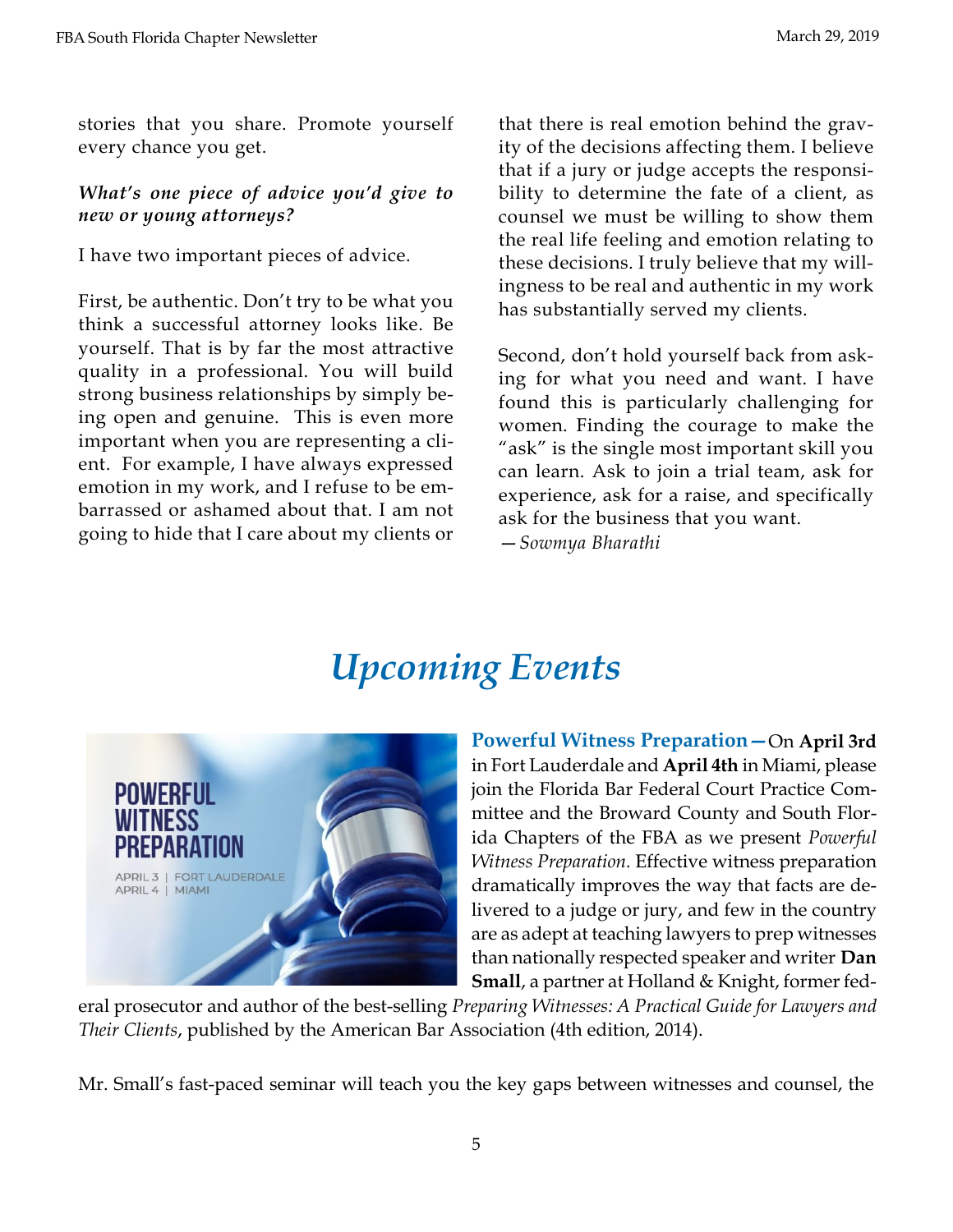stories that you share. Promote yourself every chance you get.

***What's one piece of advice you'd give to new or young attorneys?***

I have two important pieces of advice.

First, be authentic. Don't try to be what you think a successful attorney looks like. Be yourself. That is by far the most attractive quality in a professional. You will build strong business relationships by simply being open and genuine. This is even more important when you are representing a client. For example, I have always expressed emotion in my work, and I refuse to be embarrassed or ashamed about that. I am not going to hide that I care about my clients or that there is real emotion behind the gravity of the decisions affecting them. I believe that if a jury or judge accepts the responsibility to determine the fate of a client, as counsel we must be willing to show them the real life feeling and emotion relating to these decisions. I truly believe that my willingness to be real and authentic in my work has substantially served my clients.

Second, don't hold yourself back from asking for what you need and want. I have found this is particularly challenging for women. Finding the courage to make the "ask" is the single most important skill you can learn. Ask to join a trial team, ask for experience, ask for a raise, and specifically ask for the business that you want.
—*Sowmya Bharathi*

# *Upcoming Events*

POWERFUL WITNESS PREPARATION
APRIL 3 | FORT LAUDERDALE
APRIL 4 | MIAMI

**Powerful Witness Preparation—**On **April 3rd** in Fort Lauderdale and **April 4th** in Miami, please join the Florida Bar Federal Court Practice Committee and the Broward County and South Florida Chapters of the FBA as we present *Powerful Witness Preparation*. Effective witness preparation dramatically improves the way that facts are delivered to a judge or jury, and few in the country are as adept at teaching lawyers to prep witnesses than nationally respected speaker and writer **Dan Small**, a partner at Holland & Knight, former federal prosecutor and author of the best-selling *Preparing Witnesses: A Practical Guide for Lawyers and Their Clients*, published by the American Bar Association (4th edition, 2014).

Mr. Small's fast-paced seminar will teach you the key gaps between witnesses and counsel, the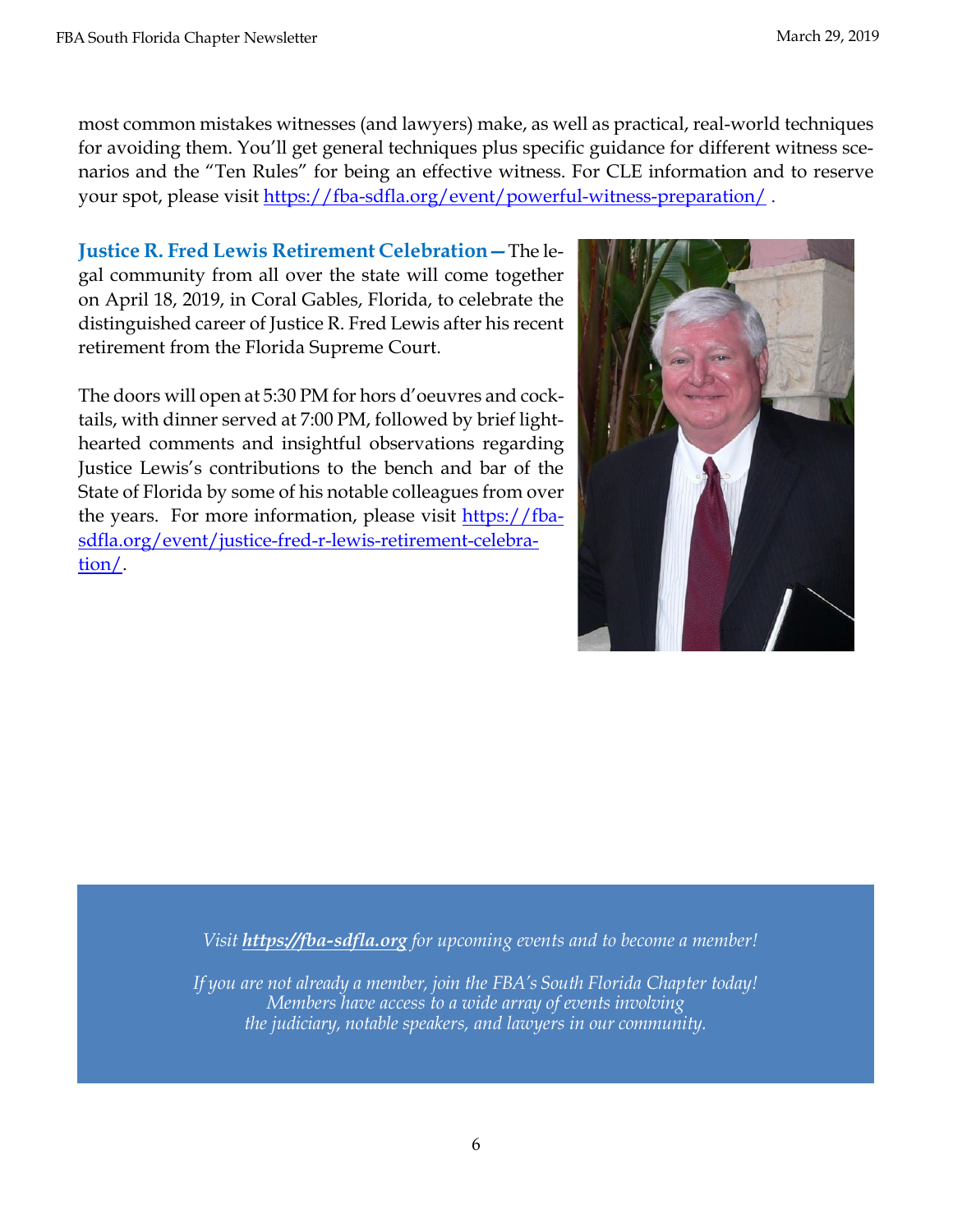most common mistakes witnesses (and lawyers) make, as well as practical, real-world techniques for avoiding them. You'll get general techniques plus specific guidance for different witness scenarios and the "Ten Rules" for being an effective witness. For CLE information and to reserve your spot, please visit https://fba-sdfla.org/event/powerful-witness-preparation/ .

**Justice R. Fred Lewis Retirement Celebration —** The legal community from all over the state will come together on April 18, 2019, in Coral Gables, Florida, to celebrate the distinguished career of Justice R. Fred Lewis after his recent retirement from the Florida Supreme Court.

The doors will open at 5:30 PM for hors d'oeuvres and cocktails, with dinner served at 7:00 PM, followed by brief lighthearted comments and insightful observations regarding Justice Lewis's contributions to the bench and bar of the State of Florida by some of his notable colleagues from over the years. For more information, please visit https://fba-sdfla.org/event/justice-fred-r-lewis-retirement-celebration/.

*Visit **https://fba-sdfla.org** for upcoming events and to become a member!*

*If you are not already a member, join the FBA's South Florida Chapter today! Members have access to a wide array of events involving the judiciary, notable speakers, and lawyers in our community.*